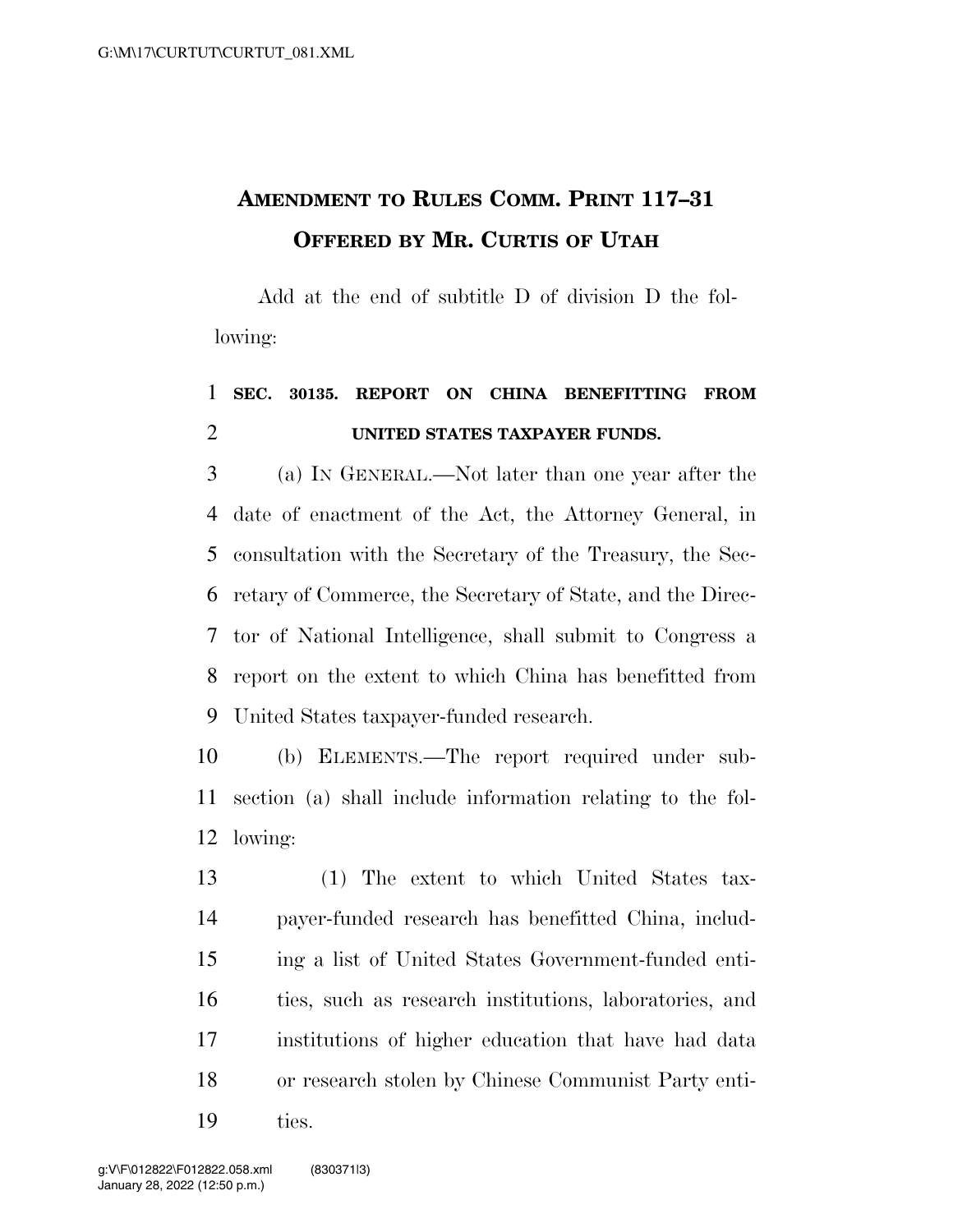# AMENDMENT TO RULES COMM. PRINT 117–31 OFFERED BY MR. CURTIS OF UTAH

Add at the end of subtitle D of division D the following:

**SEC. 30135. REPORT ON CHINA BENEFITTING FROM UNITED STATES TAXPAYER FUNDS.**

(a) IN GENERAL.—Not later than one year after the date of enactment of the Act, the Attorney General, in consultation with the Secretary of the Treasury, the Secretary of Commerce, the Secretary of State, and the Director of National Intelligence, shall submit to Congress a report on the extent to which China has benefitted from United States taxpayer-funded research.

(b) ELEMENTS.—The report required under subsection (a) shall include information relating to the following:

(1) The extent to which United States taxpayer-funded research has benefitted China, including a list of United States Government-funded entities, such as research institutions, laboratories, and institutions of higher education that have had data or research stolen by Chinese Communist Party entities.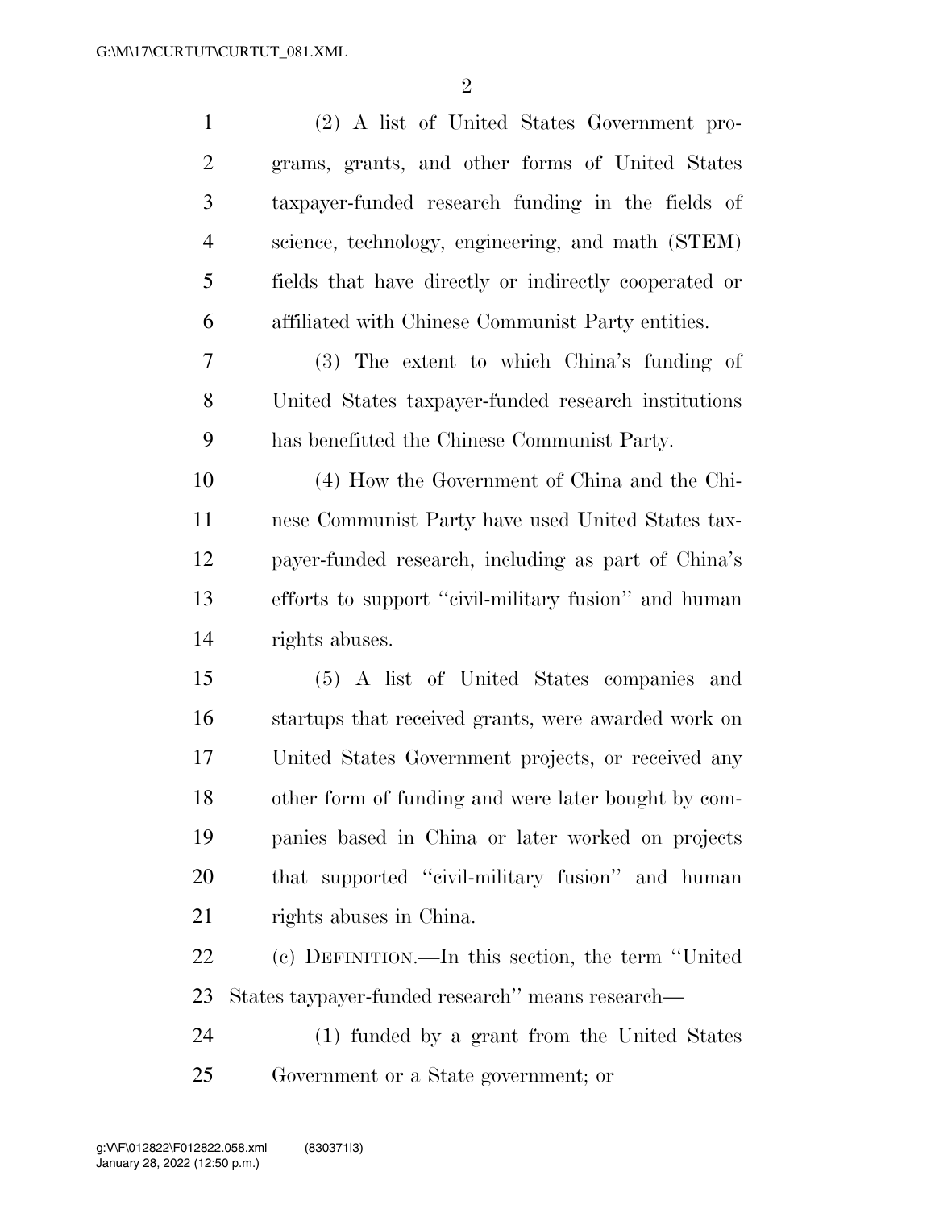(2) A list of United States Government programs, grants, and other forms of United States taxpayer-funded research funding in the fields of science, technology, engineering, and math (STEM) fields that have directly or indirectly cooperated or affiliated with Chinese Communist Party entities.

(3) The extent to which China's funding of United States taxpayer-funded research institutions has benefitted the Chinese Communist Party.

(4) How the Government of China and the Chinese Communist Party have used United States taxpayer-funded research, including as part of China's efforts to support ''civil-military fusion'' and human rights abuses.

(5) A list of United States companies and startups that received grants, were awarded work on United States Government projects, or received any other form of funding and were later bought by companies based in China or later worked on projects that supported ''civil-military fusion'' and human rights abuses in China.

(c) DEFINITION.—In this section, the term ''United States taypayer-funded research'' means research—

(1) funded by a grant from the United States Government or a State government; or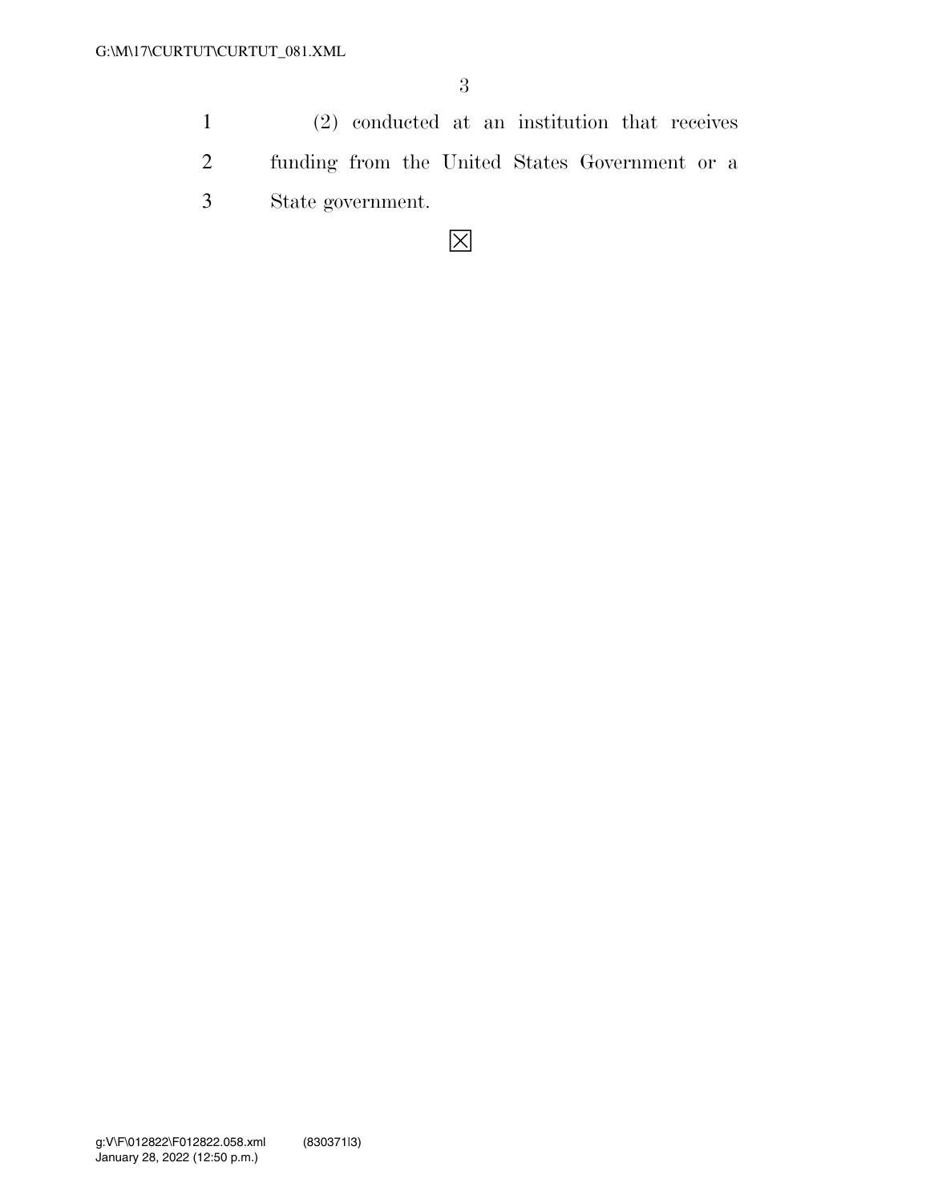(2) conducted at an institution that receives funding from the United States Government or a State government.